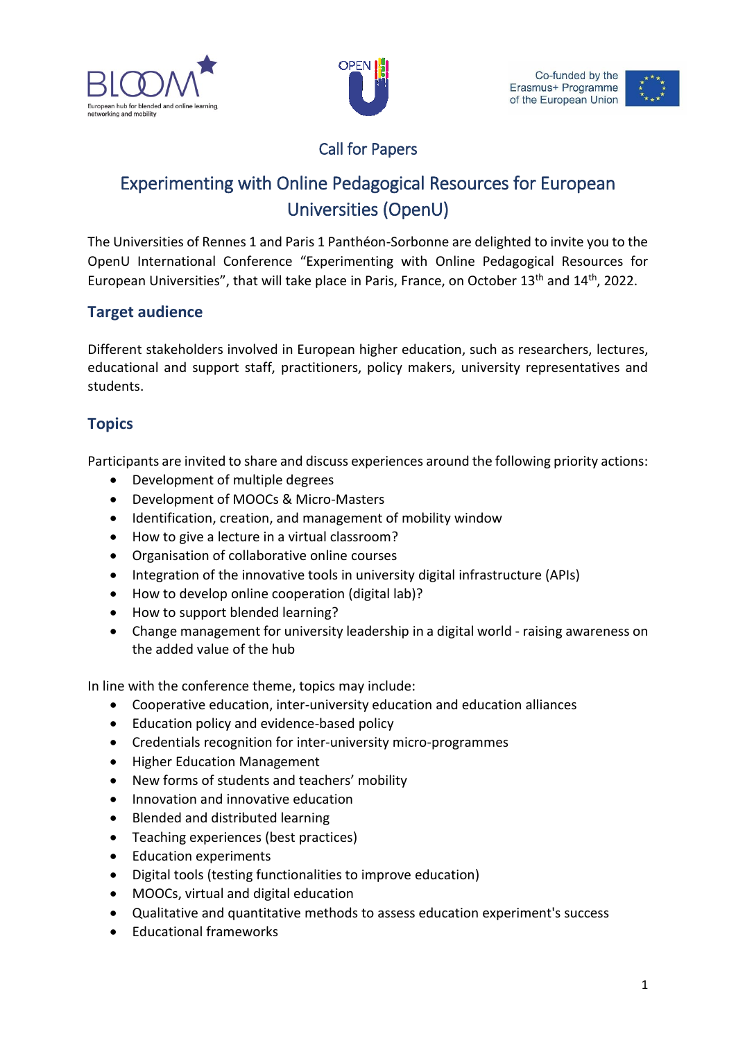Call for Papers

# Experimenting with Online Pedagogical Resources for European Universities (OpenU)

The Universities of Rennes 1 and Paris 1 Panthéon-Sorbonne are delighted to invite you to the OpenU International Conference “Experimenting with Online Pedagogical Resources for European Universities”, that will take place in Paris, France, on October 13th and 14th, 2022.

## Target audience

Different stakeholders involved in European higher education, such as researchers, lectures, educational and support staff, practitioners, policy makers, university representatives and students.

## Topics

Participants are invited to share and discuss experiences around the following priority actions:

- Development of multiple degrees
- Development of MOOCs & Micro-Masters
- Identification, creation, and management of mobility window
- How to give a lecture in a virtual classroom?
- Organisation of collaborative online courses
- Integration of the innovative tools in university digital infrastructure (APIs)
- How to develop online cooperation (digital lab)?
- How to support blended learning?
- Change management for university leadership in a digital world - raising awareness on the added value of the hub

In line with the conference theme, topics may include:

- Cooperative education, inter-university education and education alliances
- Education policy and evidence-based policy
- Credentials recognition for inter-university micro-programmes
- Higher Education Management
- New forms of students and teachers’ mobility
- Innovation and innovative education
- Blended and distributed learning
- Teaching experiences (best practices)
- Education experiments
- Digital tools (testing functionalities to improve education)
- MOOCs, virtual and digital education
- Qualitative and quantitative methods to assess education experiment's success
- Educational frameworks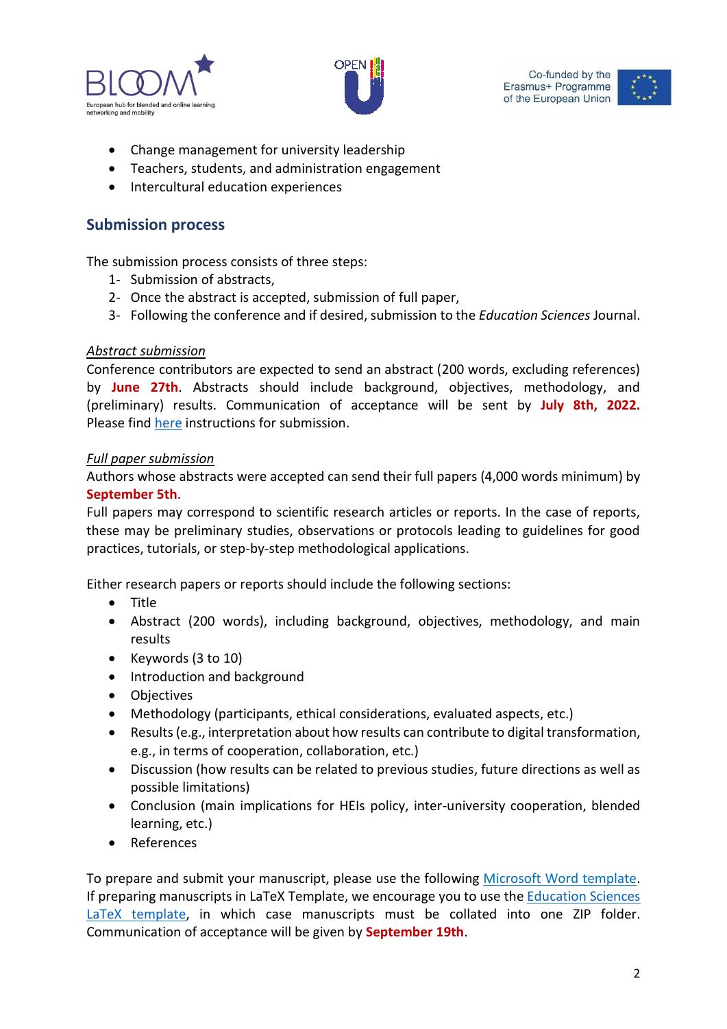- Change management for university leadership
- Teachers, students, and administration engagement
- Intercultural education experiences

## Submission process

The submission process consists of three steps:

1- Submission of abstracts,
2- Once the abstract is accepted, submission of full paper,
3- Following the conference and if desired, submission to the *Education Sciences* Journal.

*Abstract submission*

Conference contributors are expected to send an abstract (200 words, excluding references) by **June 27th**. Abstracts should include background, objectives, methodology, and (preliminary) results. Communication of acceptance will be sent by **July 8th, 2022.** Please find here instructions for submission.

*Full paper submission*

Authors whose abstracts were accepted can send their full papers (4,000 words minimum) by **September 5th**.

Full papers may correspond to scientific research articles or reports. In the case of reports, these may be preliminary studies, observations or protocols leading to guidelines for good practices, tutorials, or step-by-step methodological applications.

Either research papers or reports should include the following sections:

- Title
- Abstract (200 words), including background, objectives, methodology, and main results
- Keywords (3 to 10)
- Introduction and background
- Objectives
- Methodology (participants, ethical considerations, evaluated aspects, etc.)
- Results (e.g., interpretation about how results can contribute to digital transformation, e.g., in terms of cooperation, collaboration, etc.)
- Discussion (how results can be related to previous studies, future directions as well as possible limitations)
- Conclusion (main implications for HEIs policy, inter-university cooperation, blended learning, etc.)
- References

To prepare and submit your manuscript, please use the following Microsoft Word template. If preparing manuscripts in LaTeX Template, we encourage you to use the Education Sciences LaTeX template, in which case manuscripts must be collated into one ZIP folder. Communication of acceptance will be given by **September 19th**.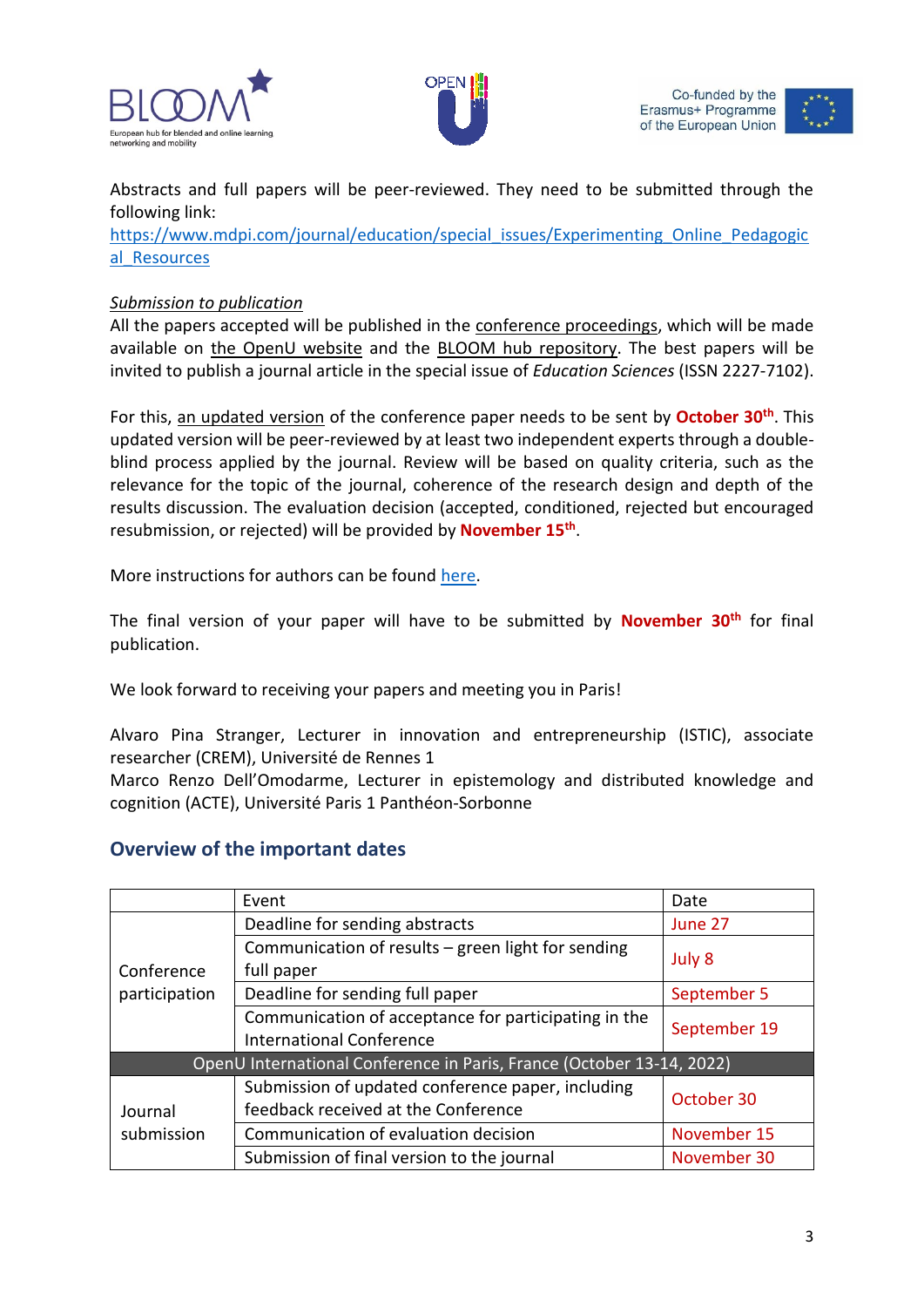Abstracts and full papers will be peer-reviewed. They need to be submitted through the following link:
https://www.mdpi.com/journal/education/special_issues/Experimenting_Online_Pedagogical_Resources

*Submission to publication*
All the papers accepted will be published in the conference proceedings, which will be made available on the OpenU website and the BLOOM hub repository. The best papers will be invited to publish a journal article in the special issue of *Education Sciences* (ISSN 2227-7102).

For this, an updated version of the conference paper needs to be sent by **October 30th**. This updated version will be peer-reviewed by at least two independent experts through a double-blind process applied by the journal. Review will be based on quality criteria, such as the relevance for the topic of the journal, coherence of the research design and depth of the results discussion. The evaluation decision (accepted, conditioned, rejected but encouraged resubmission, or rejected) will be provided by **November 15th**.

More instructions for authors can be found here.

The final version of your paper will have to be submitted by **November 30th** for final publication.

We look forward to receiving your papers and meeting you in Paris!

Alvaro Pina Stranger, Lecturer in innovation and entrepreneurship (ISTIC), associate researcher (CREM), Université de Rennes 1
Marco Renzo Dell'Omodarme, Lecturer in epistemology and distributed knowledge and cognition (ACTE), Université Paris 1 Panthéon-Sorbonne

## Overview of the important dates

| | Event | Date |
|---|---|---|
| Conference participation | Deadline for sending abstracts | June 27 |
| | Communication of results – green light for sending full paper | July 8 |
| | Deadline for sending full paper | September 5 |
| | Communication of acceptance for participating in the International Conference | September 19 |
| OpenU International Conference in Paris, France (October 13-14, 2022) | | |
| Journal submission | Submission of updated conference paper, including feedback received at the Conference | October 30 |
| | Communication of evaluation decision | November 15 |
| | Submission of final version to the journal | November 30 |